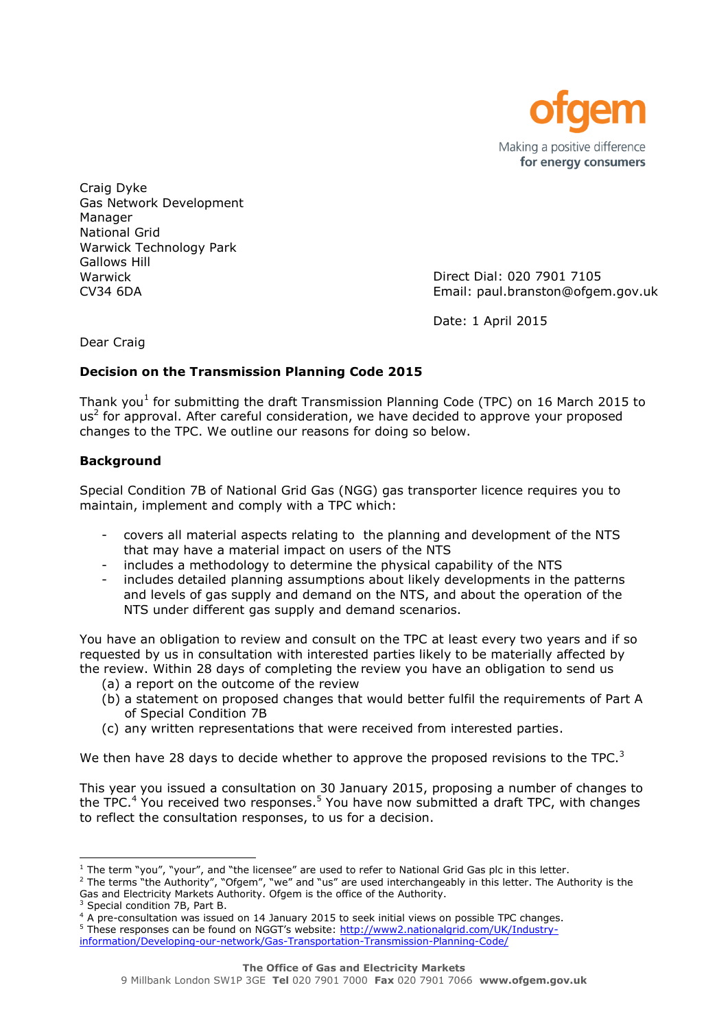ofgem

Making a positive difference
for energy consumers

Craig Dyke
Gas Network Development
Manager
National Grid
Warwick Technology Park
Gallows Hill
Warwick
CV34 6DA

Direct Dial: 020 7901 7105
Email: paul.branston@ofgem.gov.uk

Date: 1 April 2015

Dear Craig

**Decision on the Transmission Planning Code 2015**

Thank you[1] for submitting the draft Transmission Planning Code (TPC) on 16 March 2015 to us[2] for approval. After careful consideration, we have decided to approve your proposed changes to the TPC. We outline our reasons for doing so below.

**Background**

Special Condition 7B of National Grid Gas (NGG) gas transporter licence requires you to maintain, implement and comply with a TPC which:

- covers all material aspects relating to the planning and development of the NTS that may have a material impact on users of the NTS
- includes a methodology to determine the physical capability of the NTS
- includes detailed planning assumptions about likely developments in the patterns and levels of gas supply and demand on the NTS, and about the operation of the NTS under different gas supply and demand scenarios.

You have an obligation to review and consult on the TPC at least every two years and if so requested by us in consultation with interested parties likely to be materially affected by the review. Within 28 days of completing the review you have an obligation to send us

(a) a report on the outcome of the review
(b) a statement on proposed changes that would better fulfil the requirements of Part A of Special Condition 7B
(c) any written representations that were received from interested parties.

We then have 28 days to decide whether to approve the proposed revisions to the TPC.[3]

This year you issued a consultation on 30 January 2015, proposing a number of changes to the TPC.[4] You received two responses.[5] You have now submitted a draft TPC, with changes to reflect the consultation responses, to us for a decision.

---

[1] The term "you", "your", and "the licensee" are used to refer to National Grid Gas plc in this letter.
[2] The terms "the Authority", "Ofgem", "we" and "us" are used interchangeably in this letter. The Authority is the Gas and Electricity Markets Authority. Ofgem is the office of the Authority.
[3] Special condition 7B, Part B.
[4] A pre-consultation was issued on 14 January 2015 to seek initial views on possible TPC changes.
[5] These responses can be found on NGGT's website: http://www2.nationalgrid.com/UK/Industry-information/Developing-our-network/Gas-Transportation-Transmission-Planning-Code/

**The Office of Gas and Electricity Markets**
9 Millbank London SW1P 3GE **Tel** 020 7901 7000 **Fax** 020 7901 7066 **www.ofgem.gov.uk**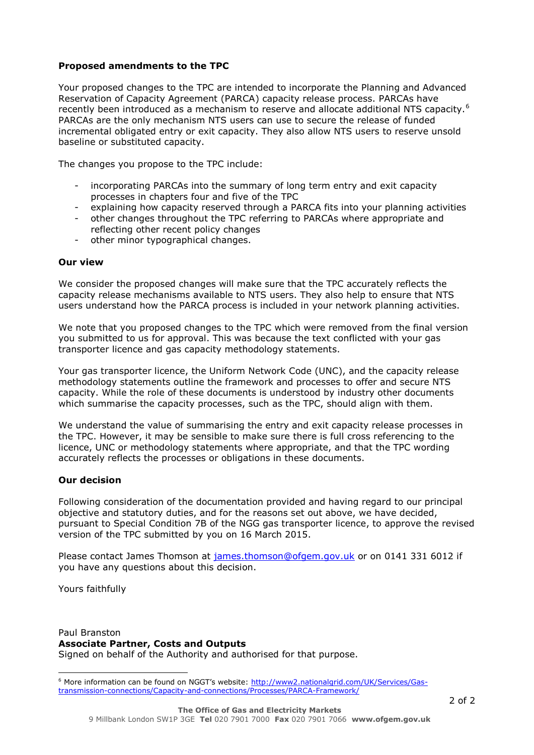**Proposed amendments to the TPC**

Your proposed changes to the TPC are intended to incorporate the Planning and Advanced Reservation of Capacity Agreement (PARCA) capacity release process. PARCAs have recently been introduced as a mechanism to reserve and allocate additional NTS capacity.[6] PARCAs are the only mechanism NTS users can use to secure the release of funded incremental obligated entry or exit capacity. They also allow NTS users to reserve unsold baseline or substituted capacity.

The changes you propose to the TPC include:

- incorporating PARCAs into the summary of long term entry and exit capacity processes in chapters four and five of the TPC
- explaining how capacity reserved through a PARCA fits into your planning activities
- other changes throughout the TPC referring to PARCAs where appropriate and reflecting other recent policy changes
- other minor typographical changes.

**Our view**

We consider the proposed changes will make sure that the TPC accurately reflects the capacity release mechanisms available to NTS users. They also help to ensure that NTS users understand how the PARCA process is included in your network planning activities.

We note that you proposed changes to the TPC which were removed from the final version you submitted to us for approval. This was because the text conflicted with your gas transporter licence and gas capacity methodology statements.

Your gas transporter licence, the Uniform Network Code (UNC), and the capacity release methodology statements outline the framework and processes to offer and secure NTS capacity. While the role of these documents is understood by industry other documents which summarise the capacity processes, such as the TPC, should align with them.

We understand the value of summarising the entry and exit capacity release processes in the TPC. However, it may be sensible to make sure there is full cross referencing to the licence, UNC or methodology statements where appropriate, and that the TPC wording accurately reflects the processes or obligations in these documents.

**Our decision**

Following consideration of the documentation provided and having regard to our principal objective and statutory duties, and for the reasons set out above, we have decided, pursuant to Special Condition 7B of the NGG gas transporter licence, to approve the revised version of the TPC submitted by you on 16 March 2015.

Please contact James Thomson at james.thomson@ofgem.gov.uk or on 0141 331 6012 if you have any questions about this decision.

Yours faithfully

Paul Branston
**Associate Partner, Costs and Outputs**
Signed on behalf of the Authority and authorised for that purpose.

[6] More information can be found on NGGT's website: http://www2.nationalgrid.com/UK/Services/Gas-transmission-connections/Capacity-and-connections/Processes/PARCA-Framework/